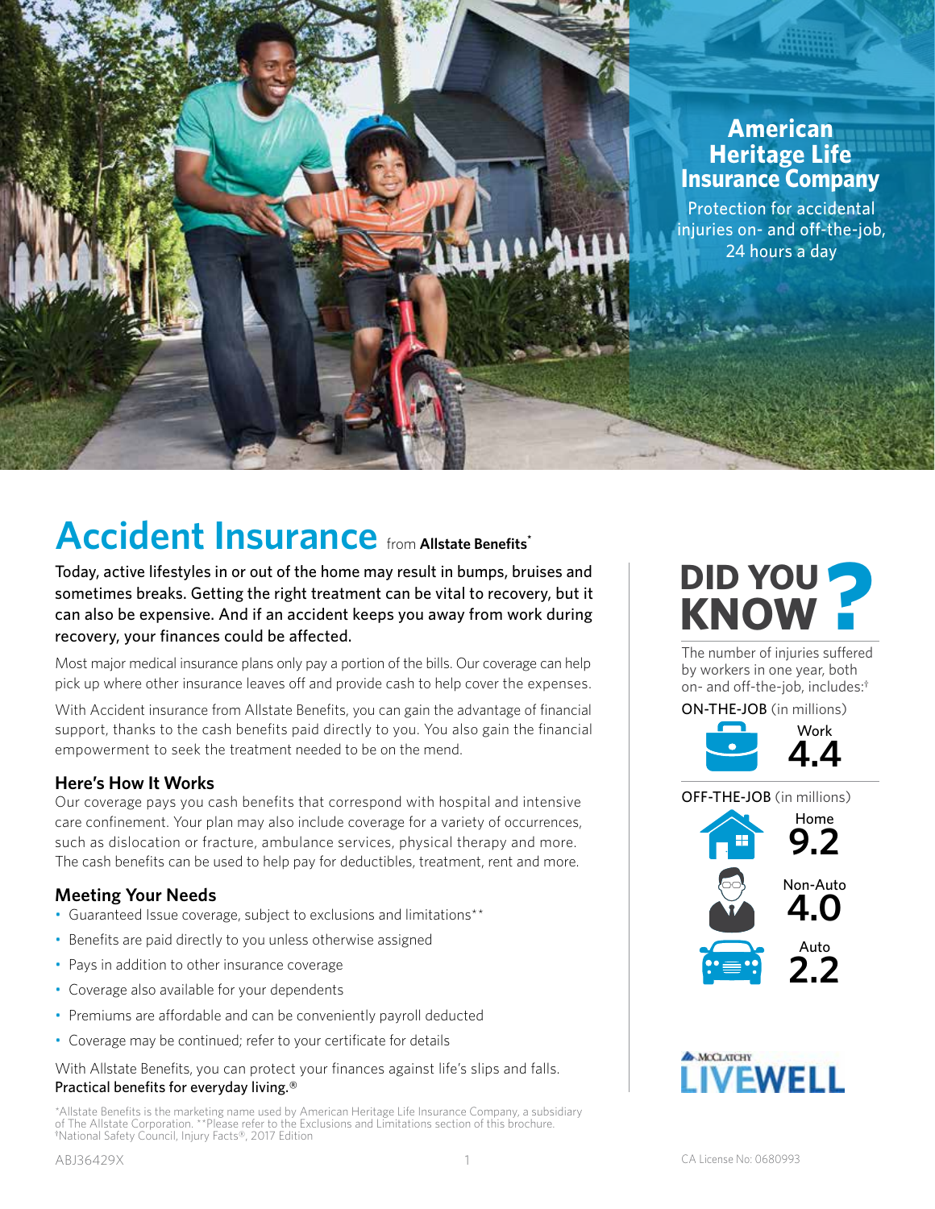**American Heritage Life Insurance Company**

Protection for accidental injuries on- and off-the-job, 24 hours a day

# Accident Insurance from **Allstate Benefits***

Today, active lifestyles in or out of the home may result in bumps, bruises and sometimes breaks. Getting the right treatment can be vital to recovery, but it can also be expensive. And if an accident keeps you away from work during recovery, your finances could be affected.

Most major medical insurance plans only pay a portion of the bills. Our coverage can help pick up where other insurance leaves off and provide cash to help cover the expenses.

With Accident insurance from Allstate Benefits, you can gain the advantage of financial support, thanks to the cash benefits paid directly to you. You also gain the financial empowerment to seek the treatment needed to be on the mend.

## Here's How It Works

Our coverage pays you cash benefits that correspond with hospital and intensive care confinement. Your plan may also include coverage for a variety of occurrences, such as dislocation or fracture, ambulance services, physical therapy and more. The cash benefits can be used to help pay for deductibles, treatment, rent and more.

## Meeting Your Needs

- Guaranteed Issue coverage, subject to exclusions and limitations**
- Benefits are paid directly to you unless otherwise assigned
- Pays in addition to other insurance coverage
- Coverage also available for your dependents
- Premiums are affordable and can be conveniently payroll deducted
- Coverage may be continued; refer to your certificate for details

With Allstate Benefits, you can protect your finances against life's slips and falls.
Practical benefits for everyday living.®

## DID YOU KNOW?

The number of injuries suffered by workers in one year, both on- and off-the-job, includes:†

ON-THE-JOB (in millions)

- Work: 4.4

OFF-THE-JOB (in millions)

- Home: 9.2
- Non-Auto: 4.0
- Auto: 2.2

McCLATCHY LIVEWELL

*Allstate Benefits is the marketing name used by American Heritage Life Insurance Company, a subsidiary of The Allstate Corporation. **Please refer to the Exclusions and Limitations section of this brochure.
†National Safety Council, Injury Facts®, 2017 Edition

ABJ36429X

CA License No: 0680993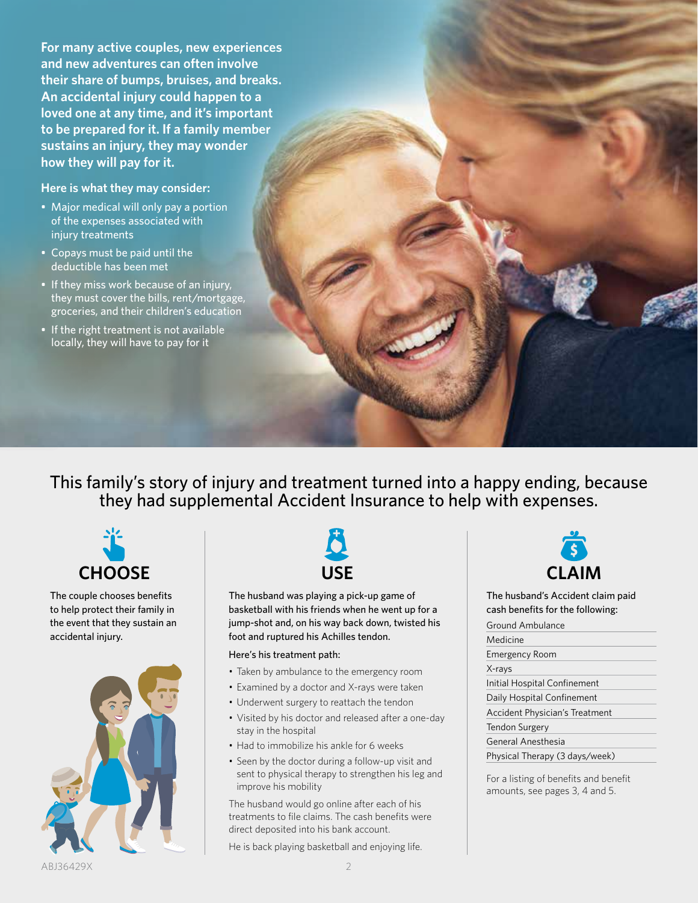**For many active couples, new experiences and new adventures can often involve their share of bumps, bruises, and breaks. An accidental injury could happen to a loved one at any time, and it's important to be prepared for it. If a family member sustains an injury, they may wonder how they will pay for it.**

**Here is what they may consider:**

- Major medical will only pay a portion of the expenses associated with injury treatments
- Copays must be paid until the deductible has been met
- If they miss work because of an injury, they must cover the bills, rent/mortgage, groceries, and their children's education
- If the right treatment is not available locally, they will have to pay for it

## This family's story of injury and treatment turned into a happy ending, because they had supplemental Accident Insurance to help with expenses.

### CHOOSE

The couple chooses benefits to help protect their family in the event that they sustain an accidental injury.

### USE

The husband was playing a pick-up game of basketball with his friends when he went up for a jump-shot and, on his way back down, twisted his foot and ruptured his Achilles tendon.

Here's his treatment path:

- Taken by ambulance to the emergency room
- Examined by a doctor and X-rays were taken
- Underwent surgery to reattach the tendon
- Visited by his doctor and released after a one-day stay in the hospital
- Had to immobilize his ankle for 6 weeks
- Seen by the doctor during a follow-up visit and sent to physical therapy to strengthen his leg and improve his mobility

The husband would go online after each of his treatments to file claims. The cash benefits were direct deposited into his bank account.

He is back playing basketball and enjoying life.

### CLAIM

The husband's Accident claim paid cash benefits for the following:

- Ground Ambulance
- Medicine
- Emergency Room
- X-rays
- Initial Hospital Confinement
- Daily Hospital Confinement
- Accident Physician's Treatment
- Tendon Surgery
- General Anesthesia
- Physical Therapy (3 days/week)

For a listing of benefits and benefit amounts, see pages 3, 4 and 5.

ABJ36429X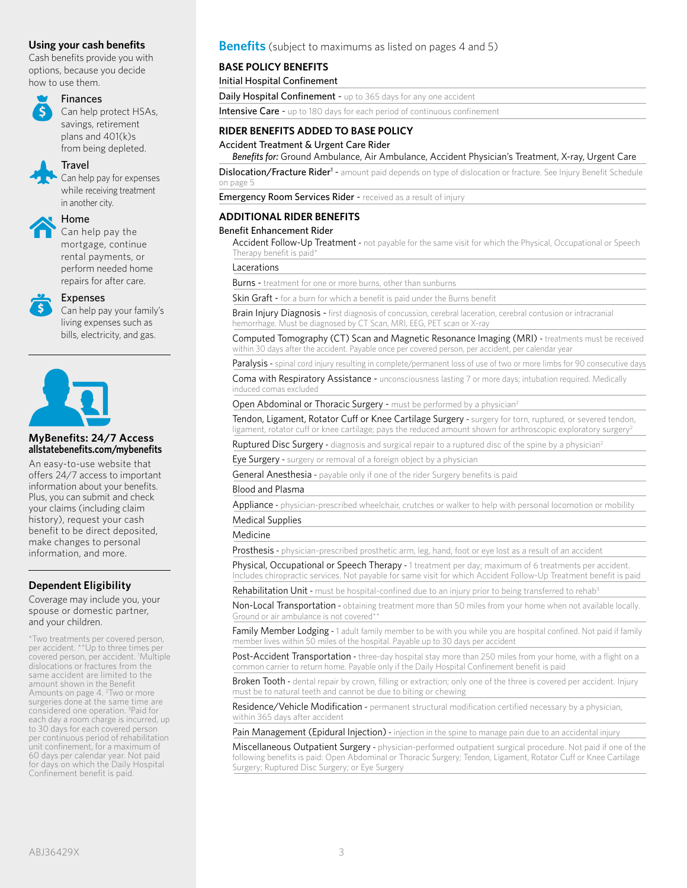## Using your cash benefits

Cash benefits provide you with options, because you decide how to use them.

**Finances**
Can help protect HSAs, savings, retirement plans and 401(k)s from being depleted.

**Travel**
Can help pay for expenses while receiving treatment in another city.

**Home**
Can help pay the mortgage, continue rental payments, or perform needed home repairs for after care.

**Expenses**
Can help pay your family's living expenses such as bills, electricity, and gas.

## MyBenefits: 24/7 Access
**allstatebenefits.com/mybenefits**

An easy-to-use website that offers 24/7 access to important information about your benefits. Plus, you can submit and check your claims (including claim history), request your cash benefit to be direct deposited, make changes to personal information, and more.

## Dependent Eligibility

Coverage may include you, your spouse or domestic partner, and your children.

*Two treatments per covered person, per accident. **Up to three times per covered person, per accident. [1]Multiple dislocations or fractures from the same accident are limited to the amount shown in the Benefit Amounts on page 4. [2]Two or more surgeries done at the same time are considered one operation. [3]Paid for each day a room charge is incurred, up to 30 days for each covered person per continuous period of rehabilitation unit confinement, for a maximum of 60 days per calendar year. Not paid for days on which the Daily Hospital Confinement benefit is paid.

## Benefits (subject to maximums as listed on pages 4 and 5)

### BASE POLICY BENEFITS

Initial Hospital Confinement

Daily Hospital Confinement - up to 365 days for any one accident

Intensive Care - up to 180 days for each period of continuous confinement

### RIDER BENEFITS ADDED TO BASE POLICY

Accident Treatment & Urgent Care Rider

*Benefits for:* Ground Ambulance, Air Ambulance, Accident Physician's Treatment, X-ray, Urgent Care

Dislocation/Fracture Rider[1] - amount paid depends on type of dislocation or fracture. See Injury Benefit Schedule on page 5

Emergency Room Services Rider - received as a result of injury

### ADDITIONAL RIDER BENEFITS

Benefit Enhancement Rider

- Accident Follow-Up Treatment - not payable for the same visit for which the Physical, Occupational or Speech Therapy benefit is paid*
- Lacerations
- Burns - treatment for one or more burns, other than sunburns
- Skin Graft - for a burn for which a benefit is paid under the Burns benefit
- Brain Injury Diagnosis - first diagnosis of concussion, cerebral laceration, cerebral contusion or intracranial hemorrhage. Must be diagnosed by CT Scan, MRI, EEG, PET scan or X-ray
- Computed Tomography (CT) Scan and Magnetic Resonance Imaging (MRI) - treatments must be received within 30 days after the accident. Payable once per covered person, per accident, per calendar year
- Paralysis - spinal cord injury resulting in complete/permanent loss of use of two or more limbs for 90 consecutive days
- Coma with Respiratory Assistance - unconsciousness lasting 7 or more days; intubation required. Medically induced comas excluded
- Open Abdominal or Thoracic Surgery - must be performed by a physician[2]
- Tendon, Ligament, Rotator Cuff or Knee Cartilage Surgery - surgery for torn, ruptured, or severed tendon, ligament, rotator cuff or knee cartilage; pays the reduced amount shown for arthroscopic exploratory surgery[2]
- Ruptured Disc Surgery - diagnosis and surgical repair to a ruptured disc of the spine by a physician[2]
- Eye Surgery - surgery or removal of a foreign object by a physician
- General Anesthesia - payable only if one of the rider Surgery benefits is paid
- Blood and Plasma
- Appliance - physician-prescribed wheelchair, crutches or walker to help with personal locomotion or mobility
- Medical Supplies
- Medicine
- Prosthesis - physician-prescribed prosthetic arm, leg, hand, foot or eye lost as a result of an accident
- Physical, Occupational or Speech Therapy - 1 treatment per day; maximum of 6 treatments per accident. Includes chiropractic services. Not payable for same visit for which Accident Follow-Up Treatment benefit is paid
- Rehabilitation Unit - must be hospital-confined due to an injury prior to being transferred to rehab[3]
- Non-Local Transportation - obtaining treatment more than 50 miles from your home when not available locally. Ground or air ambulance is not covered**
- Family Member Lodging - 1 adult family member to be with you while you are hospital confined. Not paid if family member lives within 50 miles of the hospital. Payable up to 30 days per accident
- Post-Accident Transportation - three-day hospital stay more than 250 miles from your home, with a flight on a common carrier to return home. Payable only if the Daily Hospital Confinement benefit is paid
- Broken Tooth - dental repair by crown, filling or extraction; only one of the three is covered per accident. Injury must be to natural teeth and cannot be due to biting or chewing
- Residence/Vehicle Modification - permanent structural modification certified necessary by a physician, within 365 days after accident
- Pain Management (Epidural Injection) - injection in the spine to manage pain due to an accidental injury
- Miscellaneous Outpatient Surgery - physician-performed outpatient surgical procedure. Not paid if one of the following benefits is paid: Open Abdominal or Thoracic Surgery; Tendon, Ligament, Rotator Cuff or Knee Cartilage Surgery; Ruptured Disc Surgery; or Eye Surgery

ABJ36429X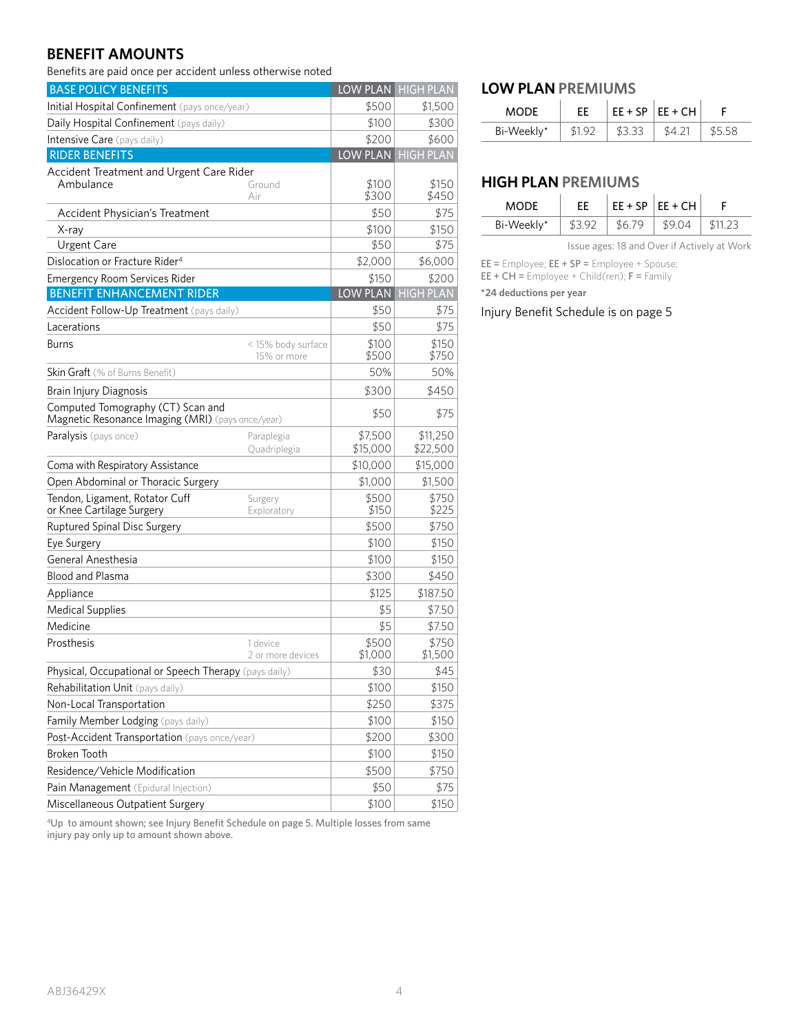## BENEFIT AMOUNTS

Benefits are paid once per accident unless otherwise noted

| BASE POLICY BENEFITS | | LOW PLAN | HIGH PLAN |
|---|---|---|---|
| Initial Hospital Confinement (pays once/year) | | $500 | $1,500 |
| Daily Hospital Confinement (pays daily) | | $100 | $300 |
| Intensive Care (pays daily) | | $200 | $600 |
| **RIDER BENEFITS** | | **LOW PLAN** | **HIGH PLAN** |
| Accident Treatment and Urgent Care Rider | | | |
| Ambulance | Ground | $100 | $150 |
| | Air | $300 | $450 |
| Accident Physician's Treatment | | $50 | $75 |
| X-ray | | $100 | $150 |
| Urgent Care | | $50 | $75 |
| Dislocation or Fracture Rider[4] | | $2,000 | $6,000 |
| Emergency Room Services Rider | | $150 | $200 |
| **BENEFIT ENHANCEMENT RIDER** | | **LOW PLAN** | **HIGH PLAN** |
| Accident Follow-Up Treatment (pays daily) | | $50 | $75 |
| Lacerations | | $50 | $75 |
| Burns | < 15% body surface | $100 | $150 |
| | 15% or more | $500 | $750 |
| Skin Graft (% of Burns Benefit) | | 50% | 50% |
| Brain Injury Diagnosis | | $300 | $450 |
| Computed Tomography (CT) Scan and Magnetic Resonance Imaging (MRI) (pays once/year) | | $50 | $75 |
| Paralysis (pays once) | Paraplegia | $7,500 | $11,250 |
| | Quadriplegia | $15,000 | $22,500 |
| Coma with Respiratory Assistance | | $10,000 | $15,000 |
| Open Abdominal or Thoracic Surgery | | $1,000 | $1,500 |
| Tendon, Ligament, Rotator Cuff or Knee Cartilage Surgery | Surgery | $500 | $750 |
| | Exploratory | $150 | $225 |
| Ruptured Spinal Disc Surgery | | $500 | $750 |
| Eye Surgery | | $100 | $150 |
| General Anesthesia | | $100 | $150 |
| Blood and Plasma | | $300 | $450 |
| Appliance | | $125 | $187.50 |
| Medical Supplies | | $5 | $7.50 |
| Medicine | | $5 | $7.50 |
| Prosthesis | 1 device | $500 | $750 |
| | 2 or more devices | $1,000 | $1,500 |
| Physical, Occupational or Speech Therapy (pays daily) | | $30 | $45 |
| Rehabilitation Unit (pays daily) | | $100 | $150 |
| Non-Local Transportation | | $250 | $375 |
| Family Member Lodging (pays daily) | | $100 | $150 |
| Post-Accident Transportation (pays once/year) | | $200 | $300 |
| Broken Tooth | | $100 | $150 |
| Residence/Vehicle Modification | | $500 | $750 |
| Pain Management (Epidural Injection) | | $50 | $75 |
| Miscellaneous Outpatient Surgery | | $100 | $150 |

[4]Up to amount shown; see Injury Benefit Schedule on page 5. Multiple losses from same injury pay only up to amount shown above.

### LOW PLAN PREMIUMS

| MODE | EE | EE + SP | EE + CH | F |
|---|---|---|---|---|
| Bi-Weekly* | $1.92 | $3.33 | $4.21 | $5.58 |

### HIGH PLAN PREMIUMS

| MODE | EE | EE + SP | EE + CH | F |
|---|---|---|---|---|
| Bi-Weekly* | $3.92 | $6.79 | $9.04 | $11.23 |

Issue ages: 18 and Over if Actively at Work

**EE** = Employee; **EE + SP** = Employee + Spouse; **EE + CH** = Employee + Child(ren); **F** = Family

***24 deductions per year**

Injury Benefit Schedule is on page 5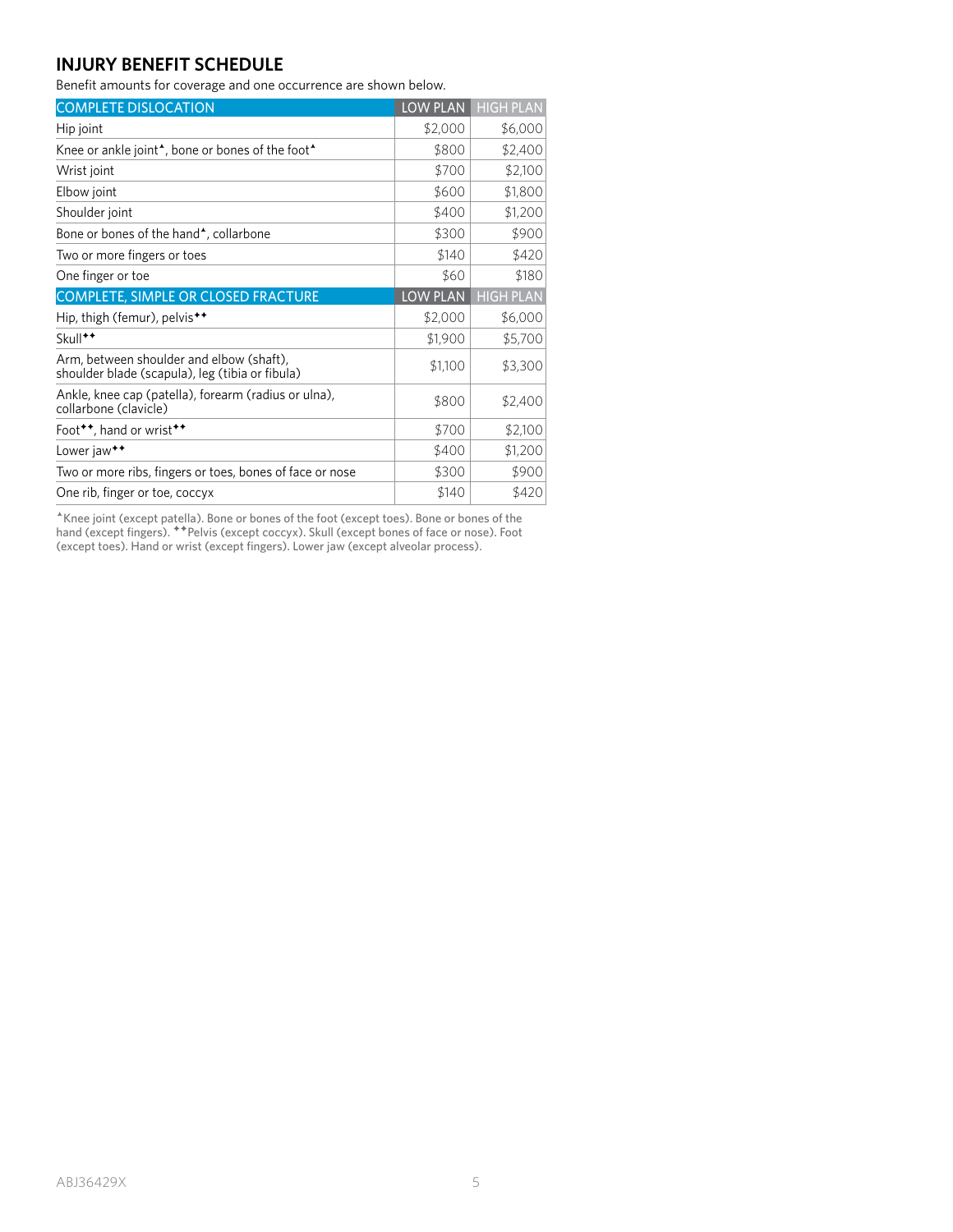## INJURY BENEFIT SCHEDULE

Benefit amounts for coverage and one occurrence are shown below.

| COMPLETE DISLOCATION | LOW PLAN | HIGH PLAN |
|---|---|---|
| Hip joint | $2,000 | $6,000 |
| Knee or ankle joint▲, bone or bones of the foot▲ | $800 | $2,400 |
| Wrist joint | $700 | $2,100 |
| Elbow joint | $600 | $1,800 |
| Shoulder joint | $400 | $1,200 |
| Bone or bones of the hand▲, collarbone | $300 | $900 |
| Two or more fingers or toes | $140 | $420 |
| One finger or toe | $60 | $180 |
| **COMPLETE, SIMPLE OR CLOSED FRACTURE** | **LOW PLAN** | **HIGH PLAN** |
| Hip, thigh (femur), pelvis✦✦ | $2,000 | $6,000 |
| Skull✦✦ | $1,900 | $5,700 |
| Arm, between shoulder and elbow (shaft), shoulder blade (scapula), leg (tibia or fibula) | $1,100 | $3,300 |
| Ankle, knee cap (patella), forearm (radius or ulna), collarbone (clavicle) | $800 | $2,400 |
| Foot✦✦, hand or wrist✦✦ | $700 | $2,100 |
| Lower jaw✦✦ | $400 | $1,200 |
| Two or more ribs, fingers or toes, bones of face or nose | $300 | $900 |
| One rib, finger or toe, coccyx | $140 | $420 |

▲Knee joint (except patella). Bone or bones of the foot (except toes). Bone or bones of the hand (except fingers). ✦✦Pelvis (except coccyx). Skull (except bones of face or nose). Foot (except toes). Hand or wrist (except fingers). Lower jaw (except alveolar process).

ABJ36429X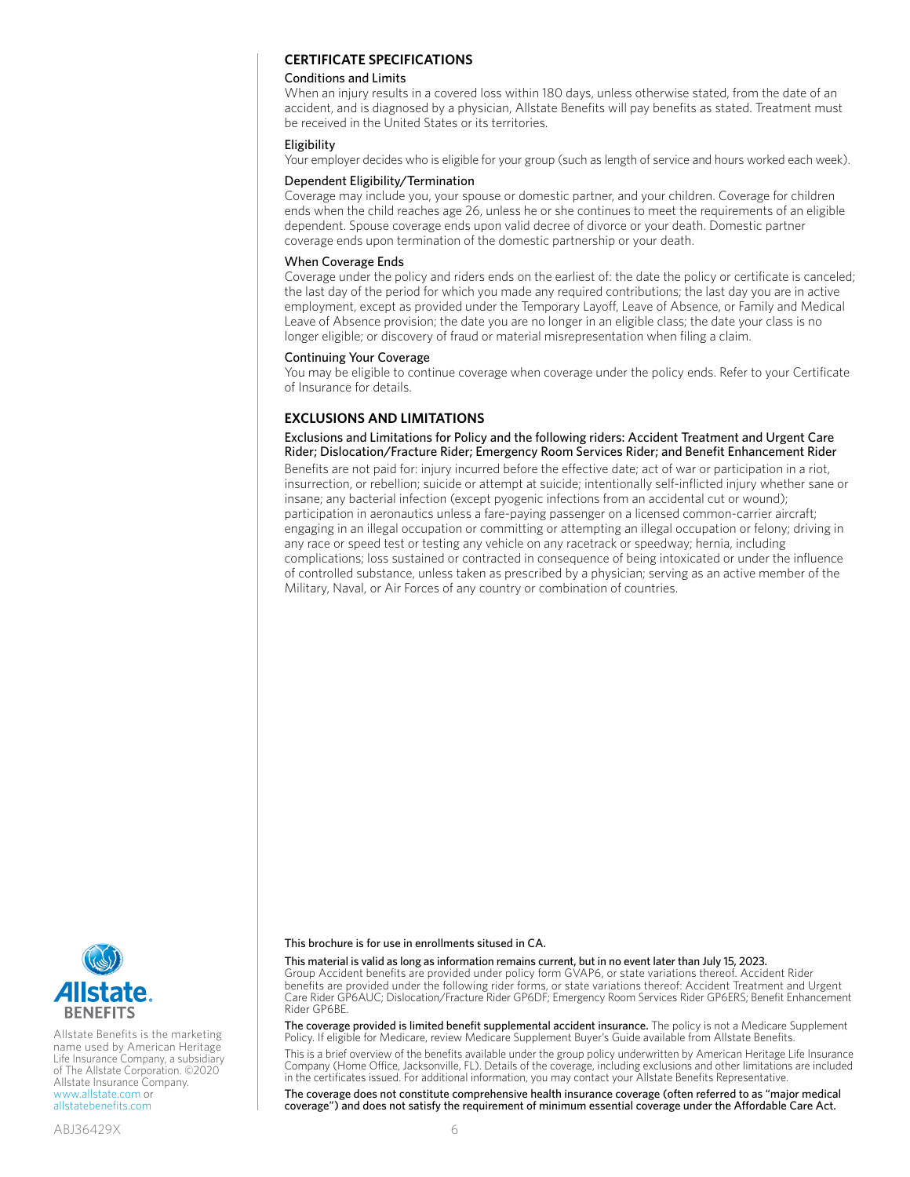## CERTIFICATE SPECIFICATIONS

### Conditions and Limits

When an injury results in a covered loss within 180 days, unless otherwise stated, from the date of an accident, and is diagnosed by a physician, Allstate Benefits will pay benefits as stated. Treatment must be received in the United States or its territories.

### Eligibility

Your employer decides who is eligible for your group (such as length of service and hours worked each week).

### Dependent Eligibility/Termination

Coverage may include you, your spouse or domestic partner, and your children. Coverage for children ends when the child reaches age 26, unless he or she continues to meet the requirements of an eligible dependent. Spouse coverage ends upon valid decree of divorce or your death. Domestic partner coverage ends upon termination of the domestic partnership or your death.

### When Coverage Ends

Coverage under the policy and riders ends on the earliest of: the date the policy or certificate is canceled; the last day of the period for which you made any required contributions; the last day you are in active employment, except as provided under the Temporary Layoff, Leave of Absence, or Family and Medical Leave of Absence provision; the date you are no longer in an eligible class; the date your class is no longer eligible; or discovery of fraud or material misrepresentation when filing a claim.

### Continuing Your Coverage

You may be eligible to continue coverage when coverage under the policy ends. Refer to your Certificate of Insurance for details.

## EXCLUSIONS AND LIMITATIONS

### Exclusions and Limitations for Policy and the following riders: Accident Treatment and Urgent Care Rider; Dislocation/Fracture Rider; Emergency Room Services Rider; and Benefit Enhancement Rider

Benefits are not paid for: injury incurred before the effective date; act of war or participation in a riot, insurrection, or rebellion; suicide or attempt at suicide; intentionally self-inflicted injury whether sane or insane; any bacterial infection (except pyogenic infections from an accidental cut or wound); participation in aeronautics unless a fare-paying passenger on a licensed common-carrier aircraft; engaging in an illegal occupation or committing or attempting an illegal occupation or felony; driving in any race or speed test or testing any vehicle on any racetrack or speedway; hernia, including complications; loss sustained or contracted in consequence of being intoxicated or under the influence of controlled substance, unless taken as prescribed by a physician; serving as an active member of the Military, Naval, or Air Forces of any country or combination of countries.

This brochure is for use in enrollments sitused in CA.

This material is valid as long as information remains current, but in no event later than July 15, 2023.
Group Accident benefits are provided under policy form GVAP6, or state variations thereof. Accident Rider benefits are provided under the following rider forms, or state variations thereof: Accident Treatment and Urgent Care Rider GP6AUC; Dislocation/Fracture Rider GP6DF; Emergency Room Services Rider GP6ERS; Benefit Enhancement Rider GP6BE.

**The coverage provided is limited benefit supplemental accident insurance.** The policy is not a Medicare Supplement Policy. If eligible for Medicare, review Medicare Supplement Buyer's Guide available from Allstate Benefits.

This is a brief overview of the benefits available under the group policy underwritten by American Heritage Life Insurance Company (Home Office, Jacksonville, FL). Details of the coverage, including exclusions and other limitations are included in the certificates issued. For additional information, you may contact your Allstate Benefits Representative.

**The coverage does not constitute comprehensive health insurance coverage (often referred to as "major medical coverage") and does not satisfy the requirement of minimum essential coverage under the Affordable Care Act.**

Allstate BENEFITS

Allstate Benefits is the marketing name used by American Heritage Life Insurance Company, a subsidiary of The Allstate Corporation. ©2020 Allstate Insurance Company. www.allstate.com or allstatebenefits.com

ABJ36429X